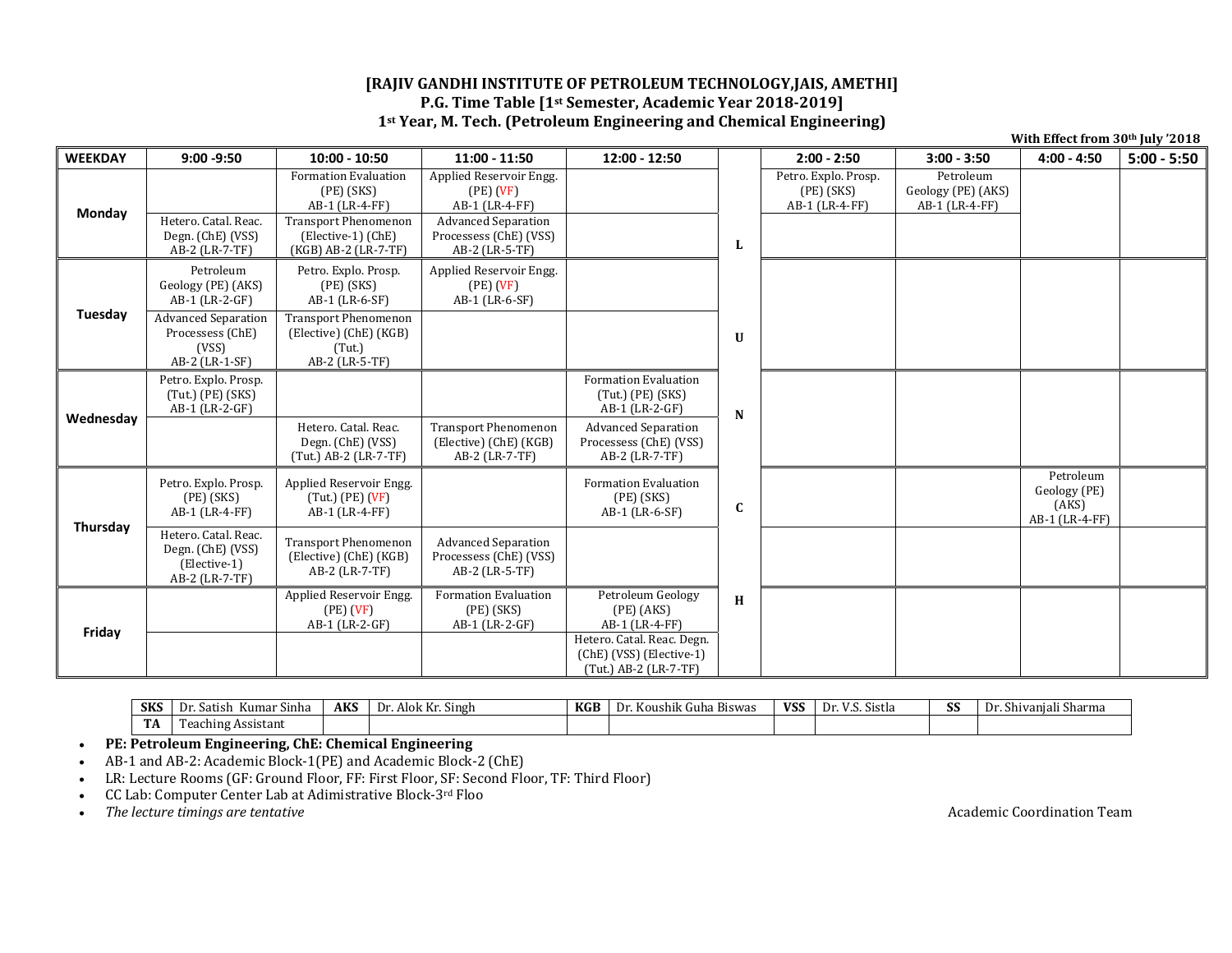# [RAJIV GANDHI INSTITUTE OF PETROLEUM TECHNOLOGY,JAIS, AMETHI]

## P.G. Time Table [1st Semester, Academic Year 2018-2019]

## 1st Year, M. Tech. (Petroleum Engineering and Chemical Engineering)

**With Effect from 30th July '2018**

| WEEKDAY | 9:00 -9:50 | 10:00 - 10:50 | 11:00 - 11:50 | 12:00 - 12:50 | | 2:00 - 2:50 | 3:00 - 3:50 | 4:00 - 4:50 | 5:00 - 5:50 |
|---|---|---|---|---|---|---|---|---|---|
| Monday | | Formation Evaluation (PE) (SKS) AB-1 (LR-4-FF) | Applied Reservoir Engg. (PE) (VF) AB-1 (LR-4-FF) | | | Petro. Explo. Prosp. (PE) (SKS) AB-1 (LR-4-FF) | Petroleum Geology (PE) (AKS) AB-1 (LR-4-FF) | | |
| | Hetero. Catal. Reac. Degn. (ChE) (VSS) AB-2 (LR-7-TF) | Transport Phenomenon (Elective-1) (ChE) (KGB) AB-2 (LR-7-TF) | Advanced Separation Processess (ChE) (VSS) AB-2 (LR-5-TF) | | L | | | | |
| Tuesday | Petroleum Geology (PE) (AKS) AB-1 (LR-2-GF) | Petro. Explo. Prosp. (PE) (SKS) AB-1 (LR-6-SF) | Applied Reservoir Engg. (PE) (VF) AB-1 (LR-6-SF) | | | | | | |
| | Advanced Separation Processess (ChE) (VSS) AB-2 (LR-1-SF) | Transport Phenomenon (Elective) (ChE) (KGB) (Tut.) AB-2 (LR-5-TF) | | | U | | | | |
| Wednesday | Petro. Explo. Prosp. (Tut.) (PE) (SKS) AB-1 (LR-2-GF) | | | Formation Evaluation (Tut.) (PE) (SKS) AB-1 (LR-2-GF) | | | | | |
| | | Hetero. Catal. Reac. Degn. (ChE) (VSS) (Tut.) AB-2 (LR-7-TF) | Transport Phenomenon (Elective) (ChE) (KGB) AB-2 (LR-7-TF) | Advanced Separation Processess (ChE) (VSS) AB-2 (LR-7-TF) | N | | | | |
| Thursday | Petro. Explo. Prosp. (PE) (SKS) AB-1 (LR-4-FF) | Applied Reservoir Engg. (Tut.) (PE) (VF) AB-1 (LR-4-FF) | | Formation Evaluation (PE) (SKS) AB-1 (LR-6-SF) | C | | | Petroleum Geology (PE) (AKS) AB-1 (LR-4-FF) | |
| | Hetero. Catal. Reac. Degn. (ChE) (VSS) (Elective-1) AB-2 (LR-7-TF) | Transport Phenomenon (Elective) (ChE) (KGB) AB-2 (LR-7-TF) | Advanced Separation Processess (ChE) (VSS) AB-2 (LR-5-TF) | | | | | | |
| Friday | | Applied Reservoir Engg. (PE) (VF) AB-1 (LR-2-GF) | Formation Evaluation (PE) (SKS) AB-1 (LR-2-GF) | Petroleum Geology (PE) (AKS) AB-1 (LR-4-FF) | H | | | | |
| | | | | Hetero. Catal. Reac. Degn. (ChE) (VSS) (Elective-1) (Tut.) AB-2 (LR-7-TF) | | | | | |

| SKS | Dr. Satish Kumar Sinha | AKS | Dr. Alok Kr. Singh | KGB | Dr. Koushik Guha Biswas | VSS | Dr. V.S. Sistla | SS | Dr. Shivanjali Sharma |
|---|---|---|---|---|---|---|---|---|---|
| TA | Teaching Assistant | | | | | | | | |

- **PE: Petroleum Engineering, ChE: Chemical Engineering**
- AB-1 and AB-2: Academic Block-1(PE) and Academic Block-2 (ChE)
- LR: Lecture Rooms (GF: Ground Floor, FF: First Floor, SF: Second Floor, TF: Third Floor)
- CC Lab: Computer Center Lab at Adimistrative Block-3rd Floo
- *The lecture timings are tentative*

Academic Coordination Team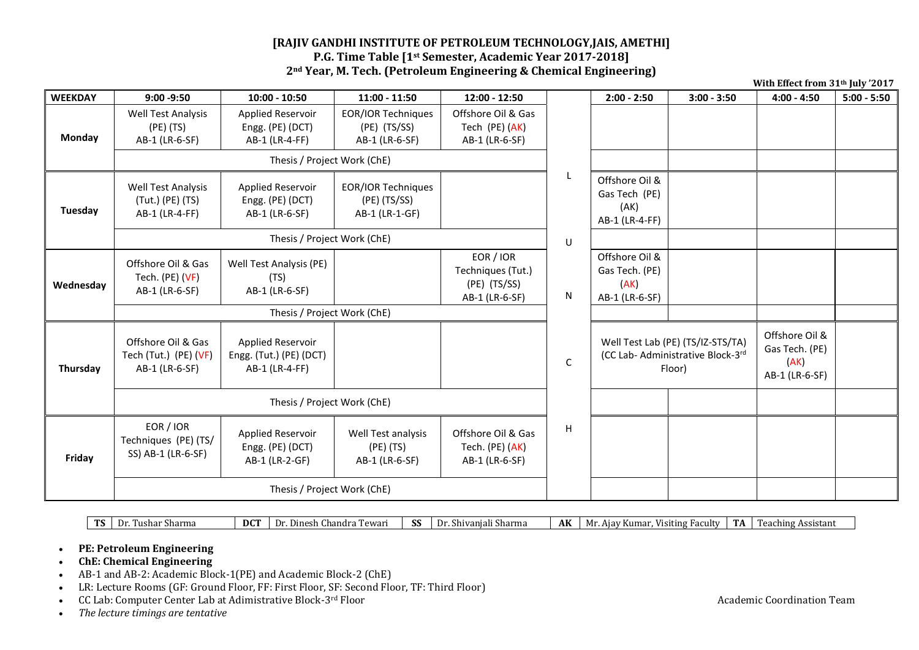# [RAJIV GANDHI INSTITUTE OF PETROLEUM TECHNOLOGY,JAIS, AMETHI]

## P.G. Time Table [1st Semester, Academic Year 2017-2018]

## 2nd Year, M. Tech. (Petroleum Engineering & Chemical Engineering)

**With Effect from 31th July '2017**

| WEEKDAY | 9:00 -9:50 | 10:00 - 10:50 | 11:00 - 11:50 | 12:00 - 12:50 | | 2:00 - 2:50 | 3:00 - 3:50 | 4:00 - 4:50 | 5:00 - 5:50 |
|---|---|---|---|---|---|---|---|---|---|
| Monday | Well Test Analysis (PE) (TS) AB-1 (LR-6-SF) | Applied Reservoir Engg. (PE) (DCT) AB-1 (LR-4-FF) | EOR/IOR Techniques (PE) (TS/SS) AB-1 (LR-6-SF) | Offshore Oil & Gas Tech (PE) (AK) AB-1 (LR-6-SF) | L | | | | |
| | Thesis / Project Work (ChE) | | | | | | | | |
| Tuesday | Well Test Analysis (Tut.) (PE) (TS) AB-1 (LR-4-FF) | Applied Reservoir Engg. (PE) (DCT) AB-1 (LR-6-SF) | EOR/IOR Techniques (PE) (TS/SS) AB-1 (LR-1-GF) | | U | Offshore Oil & Gas Tech (PE) (AK) AB-1 (LR-4-FF) | | | |
| | Thesis / Project Work (ChE) | | | | | | | | |
| Wednesday | Offshore Oil & Gas Tech. (PE) (VF) AB-1 (LR-6-SF) | Well Test Analysis (PE) (TS) AB-1 (LR-6-SF) | | EOR / IOR Techniques (Tut.) (PE) (TS/SS) AB-1 (LR-6-SF) | N | Offshore Oil & Gas Tech. (PE) (AK) AB-1 (LR-6-SF) | | | |
| | Thesis / Project Work (ChE) | | | | | | | | |
| Thursday | Offshore Oil & Gas Tech (Tut.) (PE) (VF) AB-1 (LR-6-SF) | Applied Reservoir Engg. (Tut.) (PE) (DCT) AB-1 (LR-4-FF) | | | C | Well Test Lab (PE) (TS/IZ-STS/TA) (CC Lab- Administrative Block-3rd Floor) | | Offshore Oil & Gas Tech. (PE) (AK) AB-1 (LR-6-SF) | |
| | Thesis / Project Work (ChE) | | | | | | | | |
| Friday | EOR / IOR Techniques (PE) (TS/ SS) AB-1 (LR-6-SF) | Applied Reservoir Engg. (PE) (DCT) AB-1 (LR-2-GF) | Well Test analysis (PE) (TS) AB-1 (LR-6-SF) | Offshore Oil & Gas Tech. (PE) (AK) AB-1 (LR-6-SF) | H | | | | |
| | Thesis / Project Work (ChE) | | | | | | | | |

| TS | Dr. Tushar Sharma | DCT | Dr. Dinesh Chandra Tewari | SS | Dr. Shivanjali Sharma | AK | Mr. Ajay Kumar, Visiting Faculty | TA | Teaching Assistant |
|---|---|---|---|---|---|---|---|---|---|

- **PE: Petroleum Engineering**
- **ChE: Chemical Engineering**
- AB-1 and AB-2: Academic Block-1(PE) and Academic Block-2 (ChE)
- LR: Lecture Rooms (GF: Ground Floor, FF: First Floor, SF: Second Floor, TF: Third Floor)
- CC Lab: Computer Center Lab at Adimistrative Block-3rd Floor
- *The lecture timings are tentative*

Academic Coordination Team